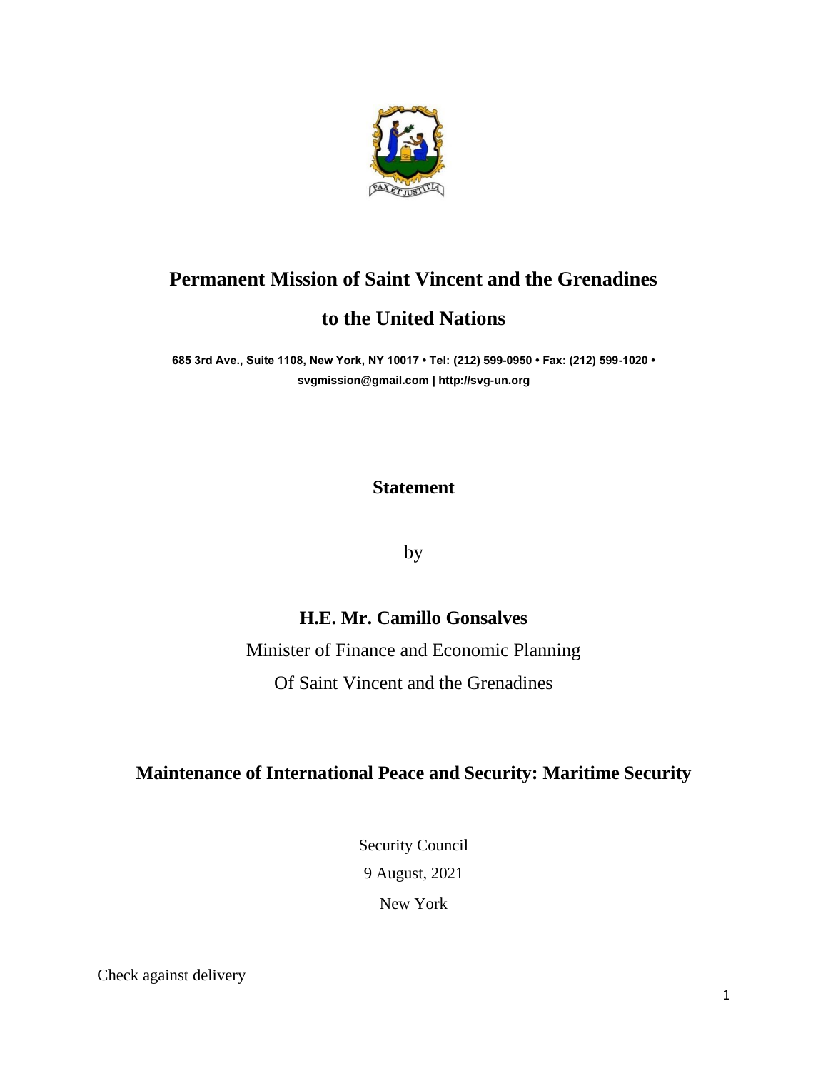# Permanent Mission of Saint Vincent and the Grenadines

# to the United Nations

**685 3rd Ave., Suite 1108, New York, NY 10017 • Tel: (212) 599-0950 • Fax: (212) 599-1020 • svgmission@gmail.com | http://svg-un.org**

## Statement

by

## H.E. Mr. Camillo Gonsalves

Minister of Finance and Economic Planning

Of Saint Vincent and the Grenadines

## Maintenance of International Peace and Security: Maritime Security

Security Council

9 August, 2021

New York

Check against delivery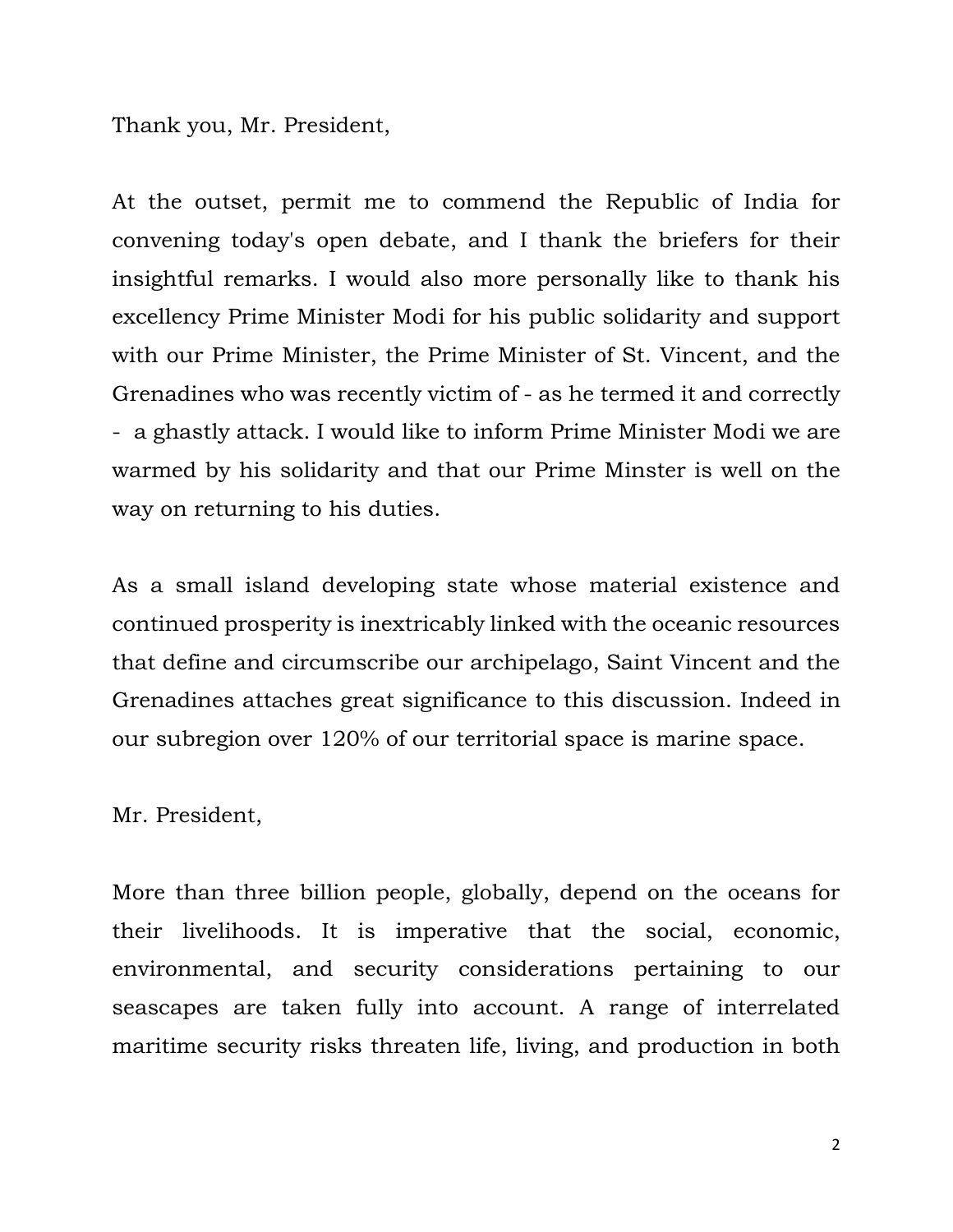Thank you, Mr. President,

At the outset, permit me to commend the Republic of India for convening today's open debate, and I thank the briefers for their insightful remarks. I would also more personally like to thank his excellency Prime Minister Modi for his public solidarity and support with our Prime Minister, the Prime Minister of St. Vincent, and the Grenadines who was recently victim of - as he termed it and correctly - a ghastly attack. I would like to inform Prime Minister Modi we are warmed by his solidarity and that our Prime Minster is well on the way on returning to his duties.

As a small island developing state whose material existence and continued prosperity is inextricably linked with the oceanic resources that define and circumscribe our archipelago, Saint Vincent and the Grenadines attaches great significance to this discussion. Indeed in our subregion over 120% of our territorial space is marine space.

Mr. President,

More than three billion people, globally, depend on the oceans for their livelihoods. It is imperative that the social, economic, environmental, and security considerations pertaining to our seascapes are taken fully into account. A range of interrelated maritime security risks threaten life, living, and production in both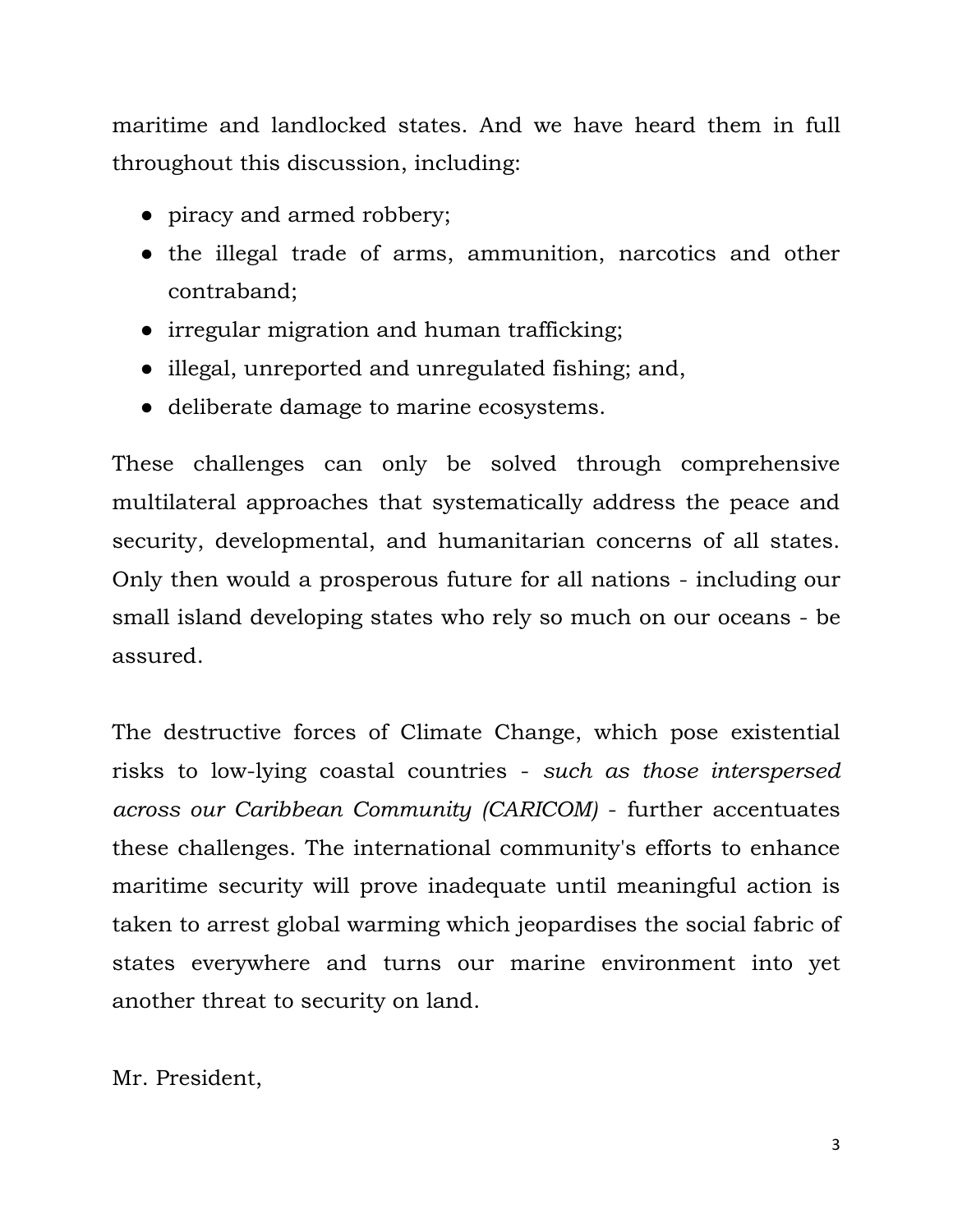maritime and landlocked states. And we have heard them in full throughout this discussion, including:

- piracy and armed robbery;
- the illegal trade of arms, ammunition, narcotics and other contraband;
- irregular migration and human trafficking;
- illegal, unreported and unregulated fishing; and,
- deliberate damage to marine ecosystems.

These challenges can only be solved through comprehensive multilateral approaches that systematically address the peace and security, developmental, and humanitarian concerns of all states. Only then would a prosperous future for all nations - including our small island developing states who rely so much on our oceans - be assured.

The destructive forces of Climate Change, which pose existential risks to low-lying coastal countries - *such as those interspersed across our Caribbean Community (CARICOM)* - further accentuates these challenges. The international community's efforts to enhance maritime security will prove inadequate until meaningful action is taken to arrest global warming which jeopardises the social fabric of states everywhere and turns our marine environment into yet another threat to security on land.

Mr. President,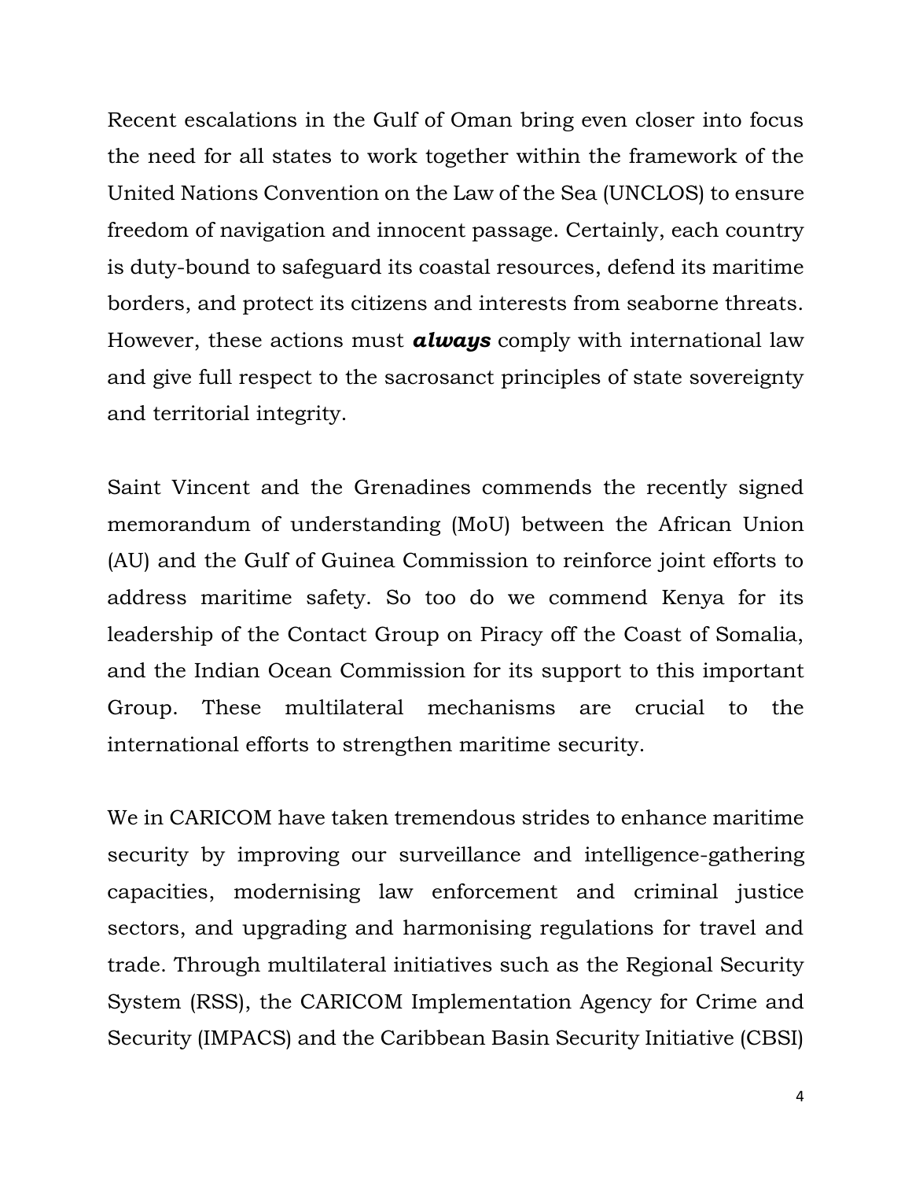Recent escalations in the Gulf of Oman bring even closer into focus the need for all states to work together within the framework of the United Nations Convention on the Law of the Sea (UNCLOS) to ensure freedom of navigation and innocent passage. Certainly, each country is duty-bound to safeguard its coastal resources, defend its maritime borders, and protect its citizens and interests from seaborne threats. However, these actions must ***always*** comply with international law and give full respect to the sacrosanct principles of state sovereignty and territorial integrity.

Saint Vincent and the Grenadines commends the recently signed memorandum of understanding (MoU) between the African Union (AU) and the Gulf of Guinea Commission to reinforce joint efforts to address maritime safety. So too do we commend Kenya for its leadership of the Contact Group on Piracy off the Coast of Somalia, and the Indian Ocean Commission for its support to this important Group. These multilateral mechanisms are crucial to the international efforts to strengthen maritime security.

We in CARICOM have taken tremendous strides to enhance maritime security by improving our surveillance and intelligence-gathering capacities, modernising law enforcement and criminal justice sectors, and upgrading and harmonising regulations for travel and trade. Through multilateral initiatives such as the Regional Security System (RSS), the CARICOM Implementation Agency for Crime and Security (IMPACS) and the Caribbean Basin Security Initiative (CBSI)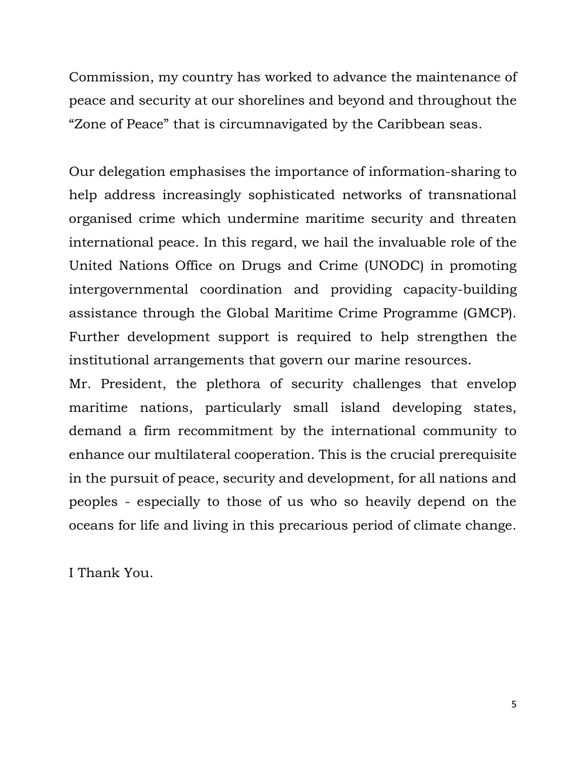Commission, my country has worked to advance the maintenance of peace and security at our shorelines and beyond and throughout the "Zone of Peace" that is circumnavigated by the Caribbean seas.

Our delegation emphasises the importance of information-sharing to help address increasingly sophisticated networks of transnational organised crime which undermine maritime security and threaten international peace. In this regard, we hail the invaluable role of the United Nations Office on Drugs and Crime (UNODC) in promoting intergovernmental coordination and providing capacity-building assistance through the Global Maritime Crime Programme (GMCP). Further development support is required to help strengthen the institutional arrangements that govern our marine resources.

Mr. President, the plethora of security challenges that envelop maritime nations, particularly small island developing states, demand a firm recommitment by the international community to enhance our multilateral cooperation. This is the crucial prerequisite in the pursuit of peace, security and development, for all nations and peoples - especially to those of us who so heavily depend on the oceans for life and living in this precarious period of climate change.

I Thank You.